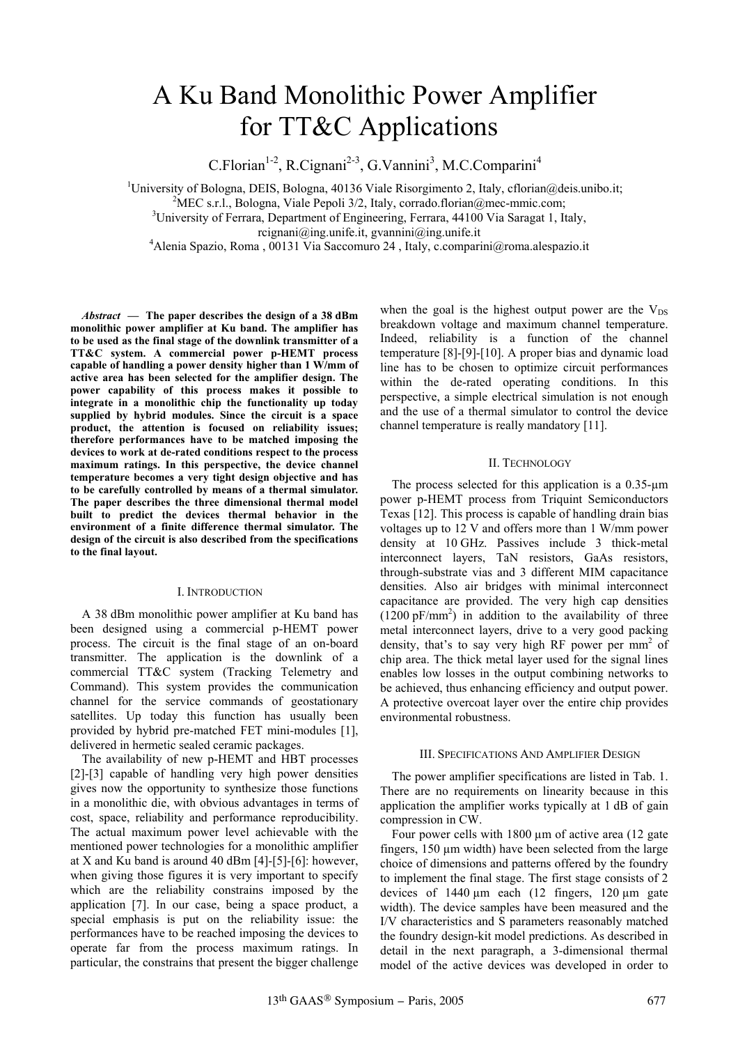# A Ku Band Monolithic Power Amplifier for TT&C Applications

C.Florian[1-2], R.Cignani[2-3], G.Vannini[3], M.C.Comparini[4]

[1]University of Bologna, DEIS, Bologna, 40136 Viale Risorgimento 2, Italy, cflorian@deis.unibo.it;
[2]MEC s.r.l., Bologna, Viale Pepoli 3/2, Italy, corrado.florian@mec-mmic.com;
[3]University of Ferrara, Department of Engineering, Ferrara, 44100 Via Saragat 1, Italy, rcignani@ing.unife.it, gvannini@ing.unife.it
[4]Alenia Spazio, Roma , 00131 Via Saccomuro 24 , Italy, c.comparini@roma.alespazio.it

***Abstract* — The paper describes the design of a 38 dBm monolithic power amplifier at Ku band. The amplifier has to be used as the final stage of the downlink transmitter of a TT&C system. A commercial power p-HEMT process capable of handling a power density higher than 1 W/mm of active area has been selected for the amplifier design. The power capability of this process makes it possible to integrate in a monolithic chip the functionality up today supplied by hybrid modules. Since the circuit is a space product, the attention is focused on reliability issues; therefore performances have to be matched imposing the devices to work at de-rated conditions respect to the process maximum ratings. In this perspective, the device channel temperature becomes a very tight design objective and has to be carefully controlled by means of a thermal simulator. The paper describes the three dimensional thermal model built to predict the devices thermal behavior in the environment of a finite difference thermal simulator. The design of the circuit is also described from the specifications to the final layout.**

## I. Introduction

A 38 dBm monolithic power amplifier at Ku band has been designed using a commercial p-HEMT power process. The circuit is the final stage of an on-board transmitter. The application is the downlink of a commercial TT&C system (Tracking Telemetry and Command). This system provides the communication channel for the service commands of geostationary satellites. Up today this function has usually been provided by hybrid pre-matched FET mini-modules [1], delivered in hermetic sealed ceramic packages.

The availability of new p-HEMT and HBT processes [2]-[3] capable of handling very high power densities gives now the opportunity to synthesize those functions in a monolithic die, with obvious advantages in terms of cost, space, reliability and performance reproducibility. The actual maximum power level achievable with the mentioned power technologies for a monolithic amplifier at X and Ku band is around 40 dBm [4]-[5]-[6]: however, when giving those figures it is very important to specify which are the reliability constrains imposed by the application [7]. In our case, being a space product, a special emphasis is put on the reliability issue: the performances have to be reached imposing the devices to operate far from the process maximum ratings. In particular, the constrains that present the bigger challenge when the goal is the highest output power are the $V_{DS}$ breakdown voltage and maximum channel temperature. Indeed, reliability is a function of the channel temperature [8]-[9]-[10]. A proper bias and dynamic load line has to be chosen to optimize circuit performances within the de-rated operating conditions. In this perspective, a simple electrical simulation is not enough and the use of a thermal simulator to control the device channel temperature is really mandatory [11].

## II. Technology

The process selected for this application is a 0.35-µm power p-HEMT process from Triquint Semiconductors Texas [12]. This process is capable of handling drain bias voltages up to 12 V and offers more than 1 W/mm power density at 10 GHz. Passives include 3 thick-metal interconnect layers, TaN resistors, GaAs resistors, through-substrate vias and 3 different MIM capacitance densities. Also air bridges with minimal interconnect capacitance are provided. The very high cap densities (1200 pF/mm$^2$) in addition to the availability of three metal interconnect layers, drive to a very good packing density, that's to say very high RF power per mm$^2$ of chip area. The thick metal layer used for the signal lines enables low losses in the output combining networks to be achieved, thus enhancing efficiency and output power. A protective overcoat layer over the entire chip provides environmental robustness.

## III. Specifications And Amplifier Design

The power amplifier specifications are listed in Tab. 1. There are no requirements on linearity because in this application the amplifier works typically at 1 dB of gain compression in CW.

Four power cells with 1800 µm of active area (12 gate fingers, 150 µm width) have been selected from the large choice of dimensions and patterns offered by the foundry to implement the final stage. The first stage consists of 2 devices of 1440 µm each (12 fingers, 120 µm gate width). The device samples have been measured and the I/V characteristics and S parameters reasonably matched the foundry design-kit model predictions. As described in detail in the next paragraph, a 3-dimensional thermal model of the active devices was developed in order to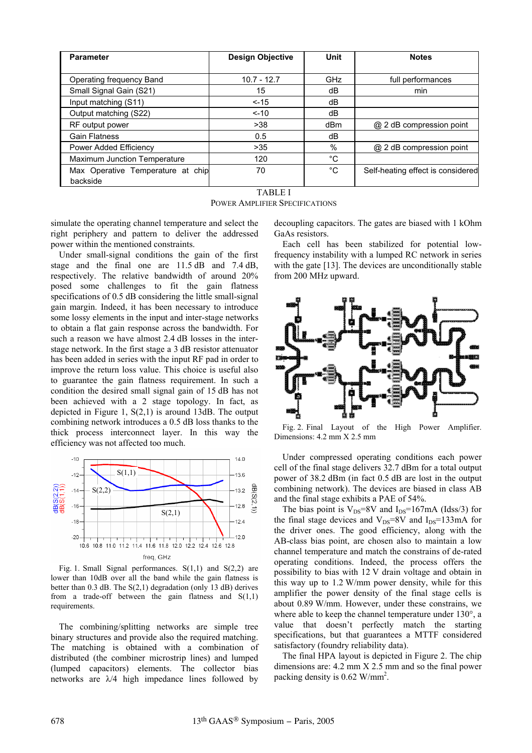| Parameter | Design Objective | Unit | Notes |
|---|---|---|---|
| Operating frequency Band | 10.7 - 12.7 | GHz | full performances |
| Small Signal Gain (S21) | 15 | dB | min |
| Input matching (S11) | <-15 | dB | |
| Output matching (S22) | <-10 | dB | |
| RF output power | >38 | dBm | @ 2 dB compression point |
| Gain Flatness | 0.5 | dB | |
| Power Added Efficiency | >35 | % | @ 2 dB compression point |
| Maximum Junction Temperature | 120 | °C | |
| Max Operative Temperature at chip backside | 70 | °C | Self-heating effect is considered |

TABLE I
POWER AMPLIFIER SPECIFICATIONS

simulate the operating channel temperature and select the right periphery and pattern to deliver the addressed power within the mentioned constraints.

Under small-signal conditions the gain of the first stage and the final one are 11.5 dB and 7.4 dB, respectively. The relative bandwidth of around 20% posed some challenges to fit the gain flatness specifications of 0.5 dB considering the little small-signal gain margin. Indeed, it has been necessary to introduce some lossy elements in the input and inter-stage networks to obtain a flat gain response across the bandwidth. For such a reason we have almost 2.4 dB losses in the inter-stage network. In the first stage a 3 dB resistor attenuator has been added in series with the input RF pad in order to improve the return loss value. This choice is useful also to guarantee the gain flatness requirement. In such a condition the desired small signal gain of 15 dB has not been achieved with a 2 stage topology. In fact, as depicted in Figure 1, S(2,1) is around 13dB. The output combining network introduces a 0.5 dB loss thanks to the thick process interconnect layer. In this way the efficiency was not affected too much.

Fig. 1. Small Signal performances. S(1,1) and S(2,2) are lower than 10dB over all the band while the gain flatness is better than 0.3 dB. The S(2,1) degradation (only 13 dB) derives from a trade-off between the gain flatness and S(1,1) requirements.

The combining/splitting networks are simple tree binary structures and provide also the required matching. The matching is obtained with a combination of distributed (the combiner microstrip lines) and lumped (lumped capacitors) elements. The collector bias networks are $\lambda/4$ high impedance lines followed by decoupling capacitors. The gates are biased with 1 kOhm GaAs resistors.

Each cell has been stabilized for potential low-frequency instability with a lumped RC network in series with the gate [13]. The devices are unconditionally stable from 200 MHz upward.

Fig. 2. Final Layout of the High Power Amplifier. Dimensions: 4.2 mm X 2.5 mm

Under compressed operating conditions each power cell of the final stage delivers 32.7 dBm for a total output power of 38.2 dBm (in fact 0.5 dB are lost in the output combining network). The devices are biased in class AB and the final stage exhibits a PAE of 54%.

The bias point is $V_{DS}$=8V and $I_{DS}$=167mA (Idss/3) for the final stage devices and $V_{DS}$=8V and $I_{DS}$=133mA for the driver ones. The good efficiency, along with the AB-class bias point, are chosen also to maintain a low channel temperature and match the constrains of de-rated operating conditions. Indeed, the process offers the possibility to bias with 12 V drain voltage and obtain in this way up to 1.2 W/mm power density, while for this amplifier the power density of the final stage cells is about 0.89 W/mm. However, under these constrains, we where able to keep the channel temperature under 130°, a value that doesn't perfectly match the starting specifications, but that guarantees a MTTF considered satisfactory (foundry reliability data).

The final HPA layout is depicted in Figure 2. The chip dimensions are: 4.2 mm X 2.5 mm and so the final power packing density is 0.62 W/mm$^2$.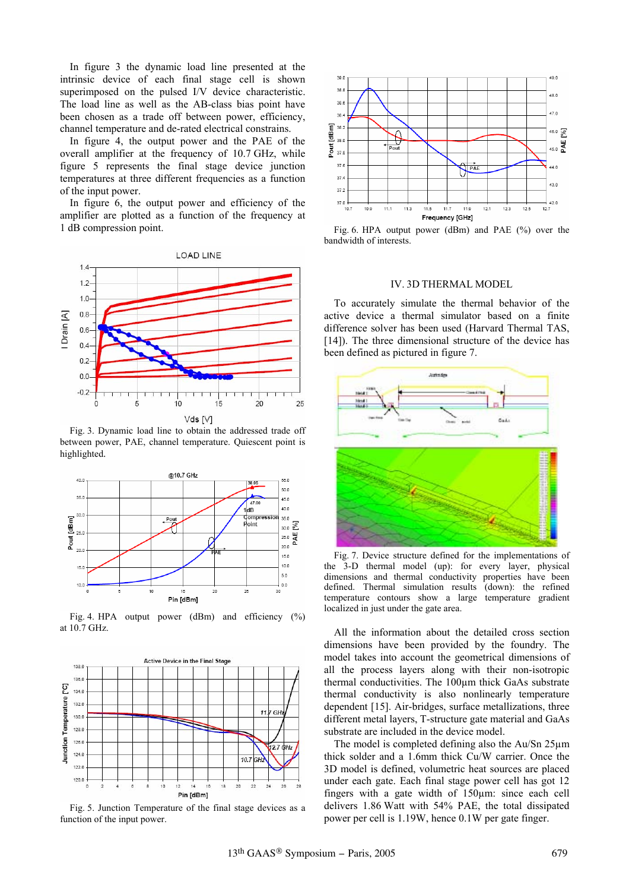In figure 3 the dynamic load line presented at the intrinsic device of each final stage cell is shown superimposed on the pulsed I/V device characteristic. The load line as well as the AB-class bias point have been chosen as a trade off between power, efficiency, channel temperature and de-rated electrical constrains.

In figure 4, the output power and the PAE of the overall amplifier at the frequency of 10.7 GHz, while figure 5 represents the final stage device junction temperatures at three different frequencies as a function of the input power.

In figure 6, the output power and efficiency of the amplifier are plotted as a function of the frequency at 1 dB compression point.

Fig. 3. Dynamic load line to obtain the addressed trade off between power, PAE, channel temperature. Quiescent point is highlighted.

Fig. 4. HPA output power (dBm) and efficiency (%) at 10.7 GHz.

Fig. 5. Junction Temperature of the final stage devices as a function of the input power.

Fig. 6. HPA output power (dBm) and PAE (%) over the bandwidth of interests.

## IV. 3D THERMAL MODEL

To accurately simulate the thermal behavior of the active device a thermal simulator based on a finite difference solver has been used (Harvard Thermal TAS, [14]). The three dimensional structure of the device has been defined as pictured in figure 7.

Fig. 7. Device structure defined for the implementations of the 3-D thermal model (up): for every layer, physical dimensions and thermal conductivity properties have been defined. Thermal simulation results (down): the refined temperature contours show a large temperature gradient localized in just under the gate area.

All the information about the detailed cross section dimensions have been provided by the foundry. The model takes into account the geometrical dimensions of all the process layers along with their non-isotropic thermal conductivities. The 100µm thick GaAs substrate thermal conductivity is also nonlinearly temperature dependent [15]. Air-bridges, surface metallizations, three different metal layers, T-structure gate material and GaAs substrate are included in the device model.

The model is completed defining also the Au/Sn 25µm thick solder and a 1.6mm thick Cu/W carrier. Once the 3D model is defined, volumetric heat sources are placed under each gate. Each final stage power cell has got 12 fingers with a gate width of 150µm: since each cell delivers 1.86 Watt with 54% PAE, the total dissipated power per cell is 1.19W, hence 0.1W per gate finger.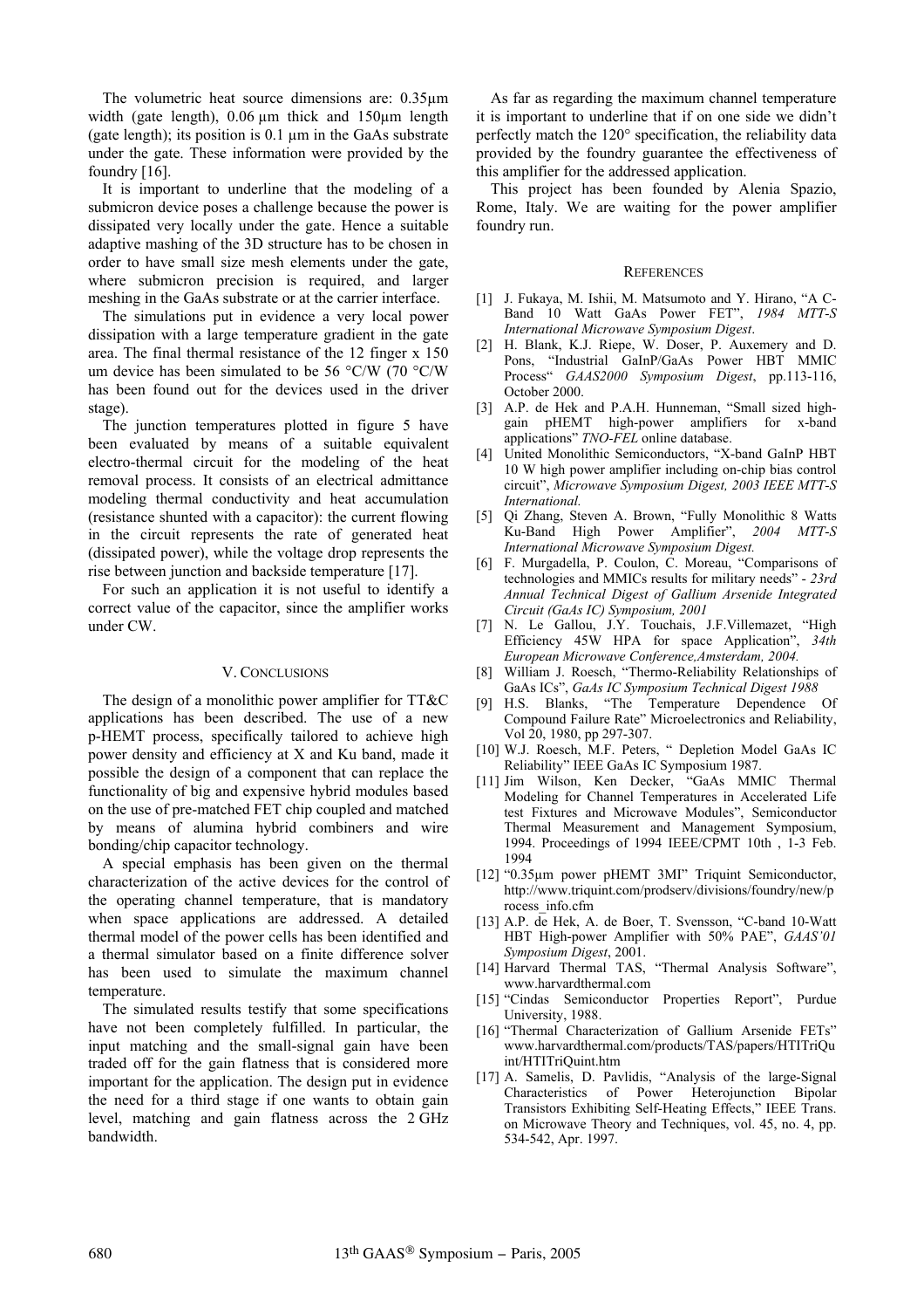The volumetric heat source dimensions are: 0.35µm width (gate length), 0.06 µm thick and 150µm length (gate length); its position is 0.1 µm in the GaAs substrate under the gate. These information were provided by the foundry [16].

It is important to underline that the modeling of a submicron device poses a challenge because the power is dissipated very locally under the gate. Hence a suitable adaptive mashing of the 3D structure has to be chosen in order to have small size mesh elements under the gate, where submicron precision is required, and larger meshing in the GaAs substrate or at the carrier interface.

The simulations put in evidence a very local power dissipation with a large temperature gradient in the gate area. The final thermal resistance of the 12 finger x 150 um device has been simulated to be 56 °C/W (70 °C/W has been found out for the devices used in the driver stage).

The junction temperatures plotted in figure 5 have been evaluated by means of a suitable equivalent electro-thermal circuit for the modeling of the heat removal process. It consists of an electrical admittance modeling thermal conductivity and heat accumulation (resistance shunted with a capacitor): the current flowing in the circuit represents the rate of generated heat (dissipated power), while the voltage drop represents the rise between junction and backside temperature [17].

For such an application it is not useful to identify a correct value of the capacitor, since the amplifier works under CW.

## V. Conclusions

The design of a monolithic power amplifier for TT&C applications has been described. The use of a new p-HEMT process, specifically tailored to achieve high power density and efficiency at X and Ku band, made it possible the design of a component that can replace the functionality of big and expensive hybrid modules based on the use of pre-matched FET chip coupled and matched by means of alumina hybrid combiners and wire bonding/chip capacitor technology.

A special emphasis has been given on the thermal characterization of the active devices for the control of the operating channel temperature, that is mandatory when space applications are addressed. A detailed thermal model of the power cells has been identified and a thermal simulator based on a finite difference solver has been used to simulate the maximum channel temperature.

The simulated results testify that some specifications have not been completely fulfilled. In particular, the input matching and the small-signal gain have been traded off for the gain flatness that is considered more important for the application. The design put in evidence the need for a third stage if one wants to obtain gain level, matching and gain flatness across the 2 GHz bandwidth.

As far as regarding the maximum channel temperature it is important to underline that if on one side we didn't perfectly match the 120° specification, the reliability data provided by the foundry guarantee the effectiveness of this amplifier for the addressed application.

This project has been founded by Alenia Spazio, Rome, Italy. We are waiting for the power amplifier foundry run.

## References

[1] J. Fukaya, M. Ishii, M. Matsumoto and Y. Hirano, "A C-Band 10 Watt GaAs Power FET", *1984 MTT-S International Microwave Symposium Digest*.

[2] H. Blank, K.J. Riepe, W. Doser, P. Auxemery and D. Pons, "Industrial GaInP/GaAs Power HBT MMIC Process" *GAAS2000 Symposium Digest*, pp.113-116, October 2000.

[3] A.P. de Hek and P.A.H. Hunneman, "Small sized high-gain pHEMT high-power amplifiers for x-band applications" *TNO-FEL* online database.

[4] United Monolithic Semiconductors, "X-band GaInP HBT 10 W high power amplifier including on-chip bias control circuit", *Microwave Symposium Digest, 2003 IEEE MTT-S International.*

[5] Qi Zhang, Steven A. Brown, "Fully Monolithic 8 Watts Ku-Band High Power Amplifier", *2004 MTT-S International Microwave Symposium Digest.*

[6] F. Murgadella, P. Coulon, C. Moreau, "Comparisons of technologies and MMICs results for military needs" - *23rd Annual Technical Digest of Gallium Arsenide Integrated Circuit (GaAs IC) Symposium, 2001*

[7] N. Le Gallou, J.Y. Touchais, J.F.Villemazet, "High Efficiency 45W HPA for space Application", *34th European Microwave Conference,Amsterdam, 2004.*

[8] William J. Roesch, "Thermo-Reliability Relationships of GaAs ICs", *GaAs IC Symposium Technical Digest 1988*

[9] H.S. Blanks, "The Temperature Dependence Of Compound Failure Rate" Microelectronics and Reliability, Vol 20, 1980, pp 297-307.

[10] W.J. Roesch, M.F. Peters, " Depletion Model GaAs IC Reliability" IEEE GaAs IC Symposium 1987.

[11] Jim Wilson, Ken Decker, "GaAs MMIC Thermal Modeling for Channel Temperatures in Accelerated Life test Fixtures and Microwave Modules", Semiconductor Thermal Measurement and Management Symposium, 1994. Proceedings of 1994 IEEE/CPMT 10th , 1-3 Feb. 1994

[12] "0.35µm power pHEMT 3MI" Triquint Semiconductor, http://www.triquint.com/prodserv/divisions/foundry/new/process_info.cfm

[13] A.P. de Hek, A. de Boer, T. Svensson, "C-band 10-Watt HBT High-power Amplifier with 50% PAE", *GAAS'01 Symposium Digest*, 2001.

[14] Harvard Thermal TAS, "Thermal Analysis Software", www.harvardthermal.com

[15] "Cindas Semiconductor Properties Report", Purdue University, 1988.

[16] "Thermal Characterization of Gallium Arsenide FETs" www.harvardthermal.com/products/TAS/papers/HTITriQuint/HTITriQuint.htm

[17] A. Samelis, D. Pavlidis, "Analysis of the large-Signal Characteristics of Power Heterojunction Bipolar Transistors Exhibiting Self-Heating Effects," IEEE Trans. on Microwave Theory and Techniques, vol. 45, no. 4, pp. 534-542, Apr. 1997.